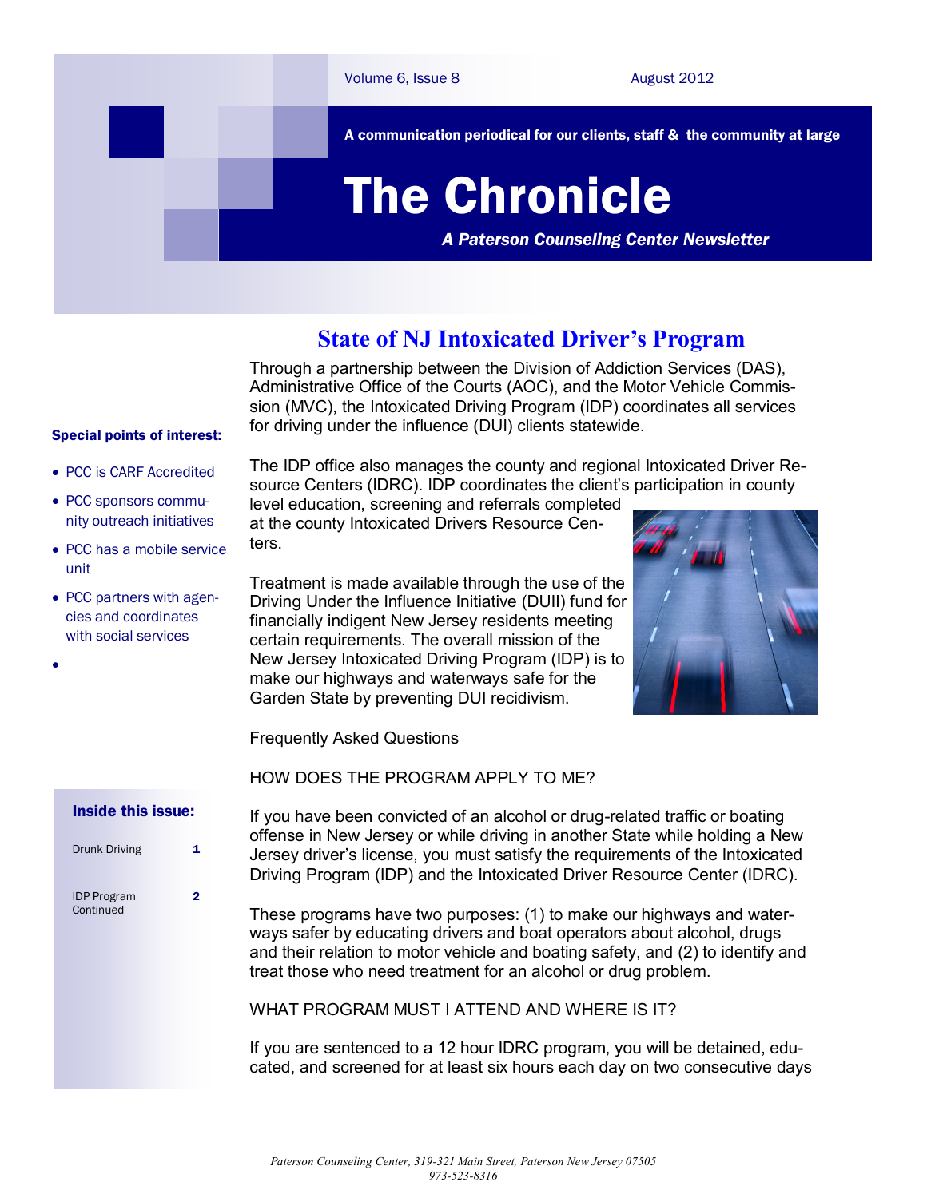Volume 6, Issue 8 August 2012

A communication periodical for our clients, staff & the community at large

# The Chronicle

***A Paterson Counseling Center Newsletter***

**Special points of interest:**

- PCC is CARF Accredited
- PCC sponsors community outreach initiatives
- PCC has a mobile service unit
- PCC partners with agencies and coordinates with social services

**Inside this issue:**

| | |
|---|---|
| Drunk Driving | 1 |
| IDP Program Continued | 2 |

## State of NJ Intoxicated Driver's Program

Through a partnership between the Division of Addiction Services (DAS), Administrative Office of the Courts (AOC), and the Motor Vehicle Commission (MVC), the Intoxicated Driving Program (IDP) coordinates all services for driving under the influence (DUI) clients statewide.

The IDP office also manages the county and regional Intoxicated Driver Resource Centers (IDRC). IDP coordinates the client's participation in county level education, screening and referrals completed at the county Intoxicated Drivers Resource Centers.

Treatment is made available through the use of the Driving Under the Influence Initiative (DUII) fund for financially indigent New Jersey residents meeting certain requirements. The overall mission of the New Jersey Intoxicated Driving Program (IDP) is to make our highways and waterways safe for the Garden State by preventing DUI recidivism.

Frequently Asked Questions

HOW DOES THE PROGRAM APPLY TO ME?

If you have been convicted of an alcohol or drug-related traffic or boating offense in New Jersey or while driving in another State while holding a New Jersey driver's license, you must satisfy the requirements of the Intoxicated Driving Program (IDP) and the Intoxicated Driver Resource Center (IDRC).

These programs have two purposes: (1) to make our highways and waterways safer by educating drivers and boat operators about alcohol, drugs and their relation to motor vehicle and boating safety, and (2) to identify and treat those who need treatment for an alcohol or drug problem.

WHAT PROGRAM MUST I ATTEND AND WHERE IS IT?

If you are sentenced to a 12 hour IDRC program, you will be detained, educated, and screened for at least six hours each day on two consecutive days

*Paterson Counseling Center, 319-321 Main Street, Paterson New Jersey 07505*
*973-523-8316*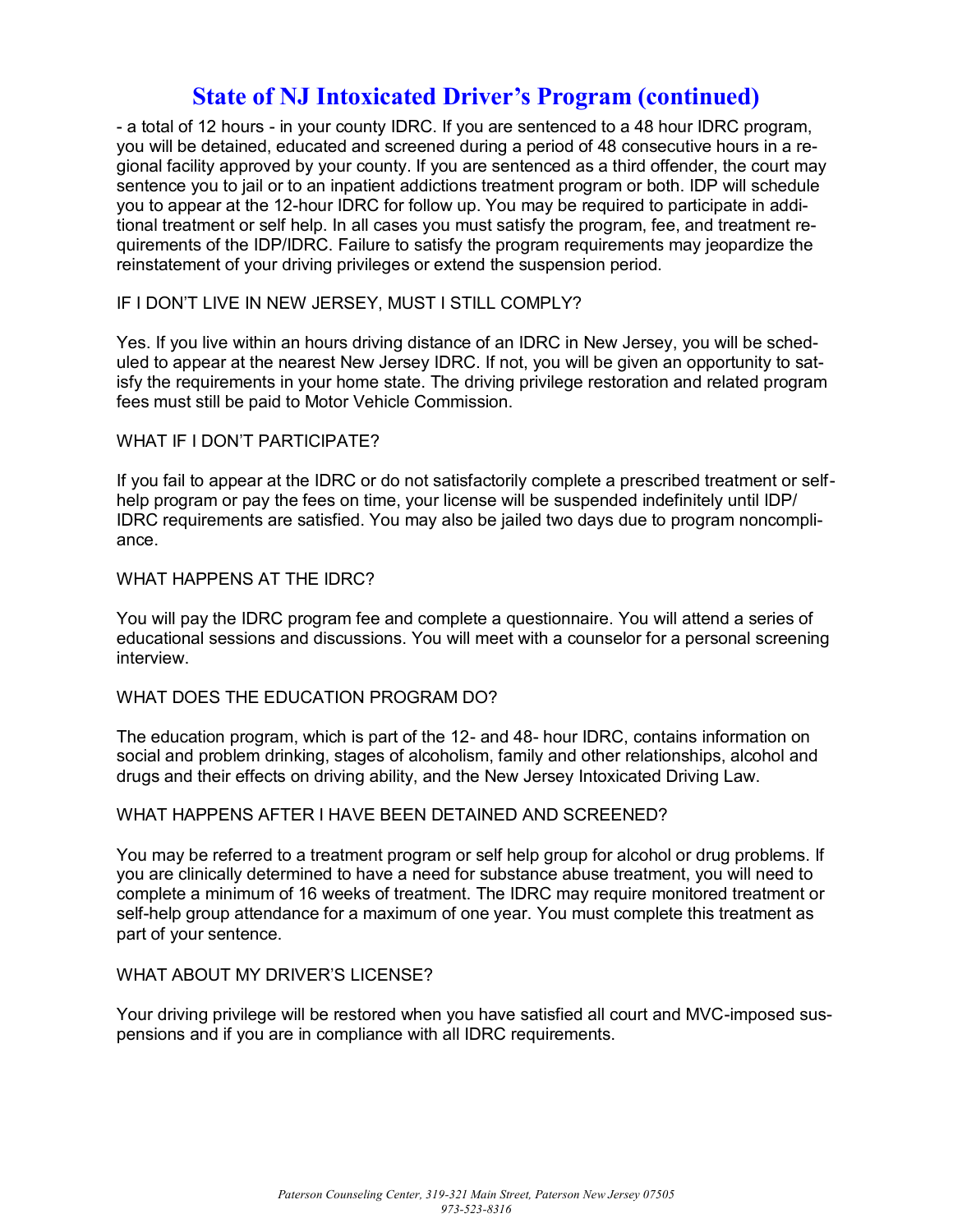# State of NJ Intoxicated Driver's Program (continued)

- a total of 12 hours - in your county IDRC. If you are sentenced to a 48 hour IDRC program, you will be detained, educated and screened during a period of 48 consecutive hours in a regional facility approved by your county. If you are sentenced as a third offender, the court may sentence you to jail or to an inpatient addictions treatment program or both. IDP will schedule you to appear at the 12-hour IDRC for follow up. You may be required to participate in additional treatment or self help. In all cases you must satisfy the program, fee, and treatment requirements of the IDP/IDRC. Failure to satisfy the program requirements may jeopardize the reinstatement of your driving privileges or extend the suspension period.

IF I DON'T LIVE IN NEW JERSEY, MUST I STILL COMPLY?

Yes. If you live within an hours driving distance of an IDRC in New Jersey, you will be scheduled to appear at the nearest New Jersey IDRC. If not, you will be given an opportunity to satisfy the requirements in your home state. The driving privilege restoration and related program fees must still be paid to Motor Vehicle Commission.

WHAT IF I DON'T PARTICIPATE?

If you fail to appear at the IDRC or do not satisfactorily complete a prescribed treatment or self-help program or pay the fees on time, your license will be suspended indefinitely until IDP/IDRC requirements are satisfied. You may also be jailed two days due to program noncompliance.

WHAT HAPPENS AT THE IDRC?

You will pay the IDRC program fee and complete a questionnaire. You will attend a series of educational sessions and discussions. You will meet with a counselor for a personal screening interview.

WHAT DOES THE EDUCATION PROGRAM DO?

The education program, which is part of the 12- and 48- hour IDRC, contains information on social and problem drinking, stages of alcoholism, family and other relationships, alcohol and drugs and their effects on driving ability, and the New Jersey Intoxicated Driving Law.

WHAT HAPPENS AFTER I HAVE BEEN DETAINED AND SCREENED?

You may be referred to a treatment program or self help group for alcohol or drug problems. If you are clinically determined to have a need for substance abuse treatment, you will need to complete a minimum of 16 weeks of treatment. The IDRC may require monitored treatment or self-help group attendance for a maximum of one year. You must complete this treatment as part of your sentence.

WHAT ABOUT MY DRIVER'S LICENSE?

Your driving privilege will be restored when you have satisfied all court and MVC-imposed suspensions and if you are in compliance with all IDRC requirements.